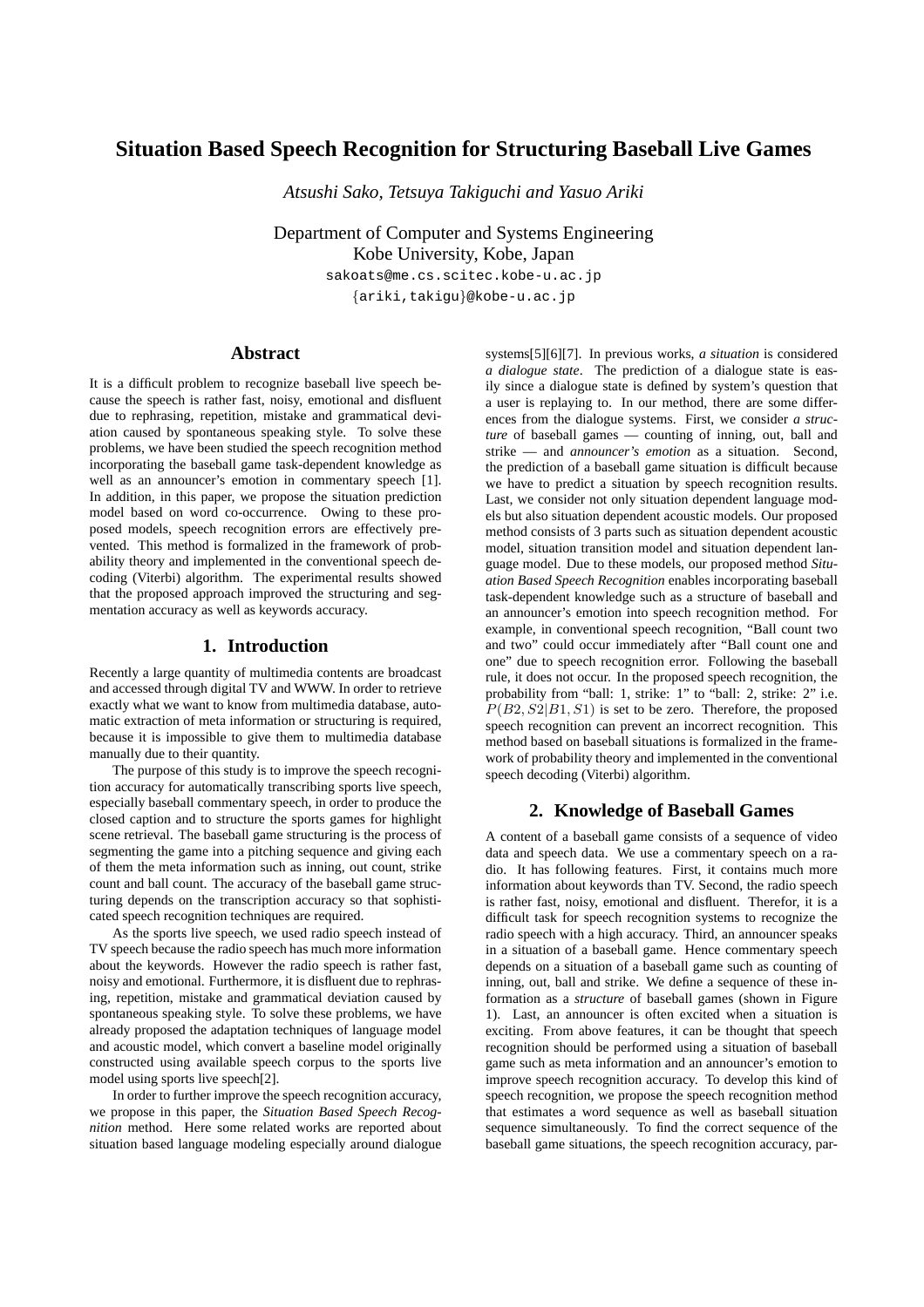# Situation Based Speech Recognition for Structuring Baseball Live Games

*Atsushi Sako, Tetsuya Takiguchi and Yasuo Ariki*

Department of Computer and Systems Engineering
Kobe University, Kobe, Japan

sakoats@me.cs.scitec.kobe-u.ac.jp
{ariki,takigu}@kobe-u.ac.jp

## Abstract

It is a difficult problem to recognize baseball live speech because the speech is rather fast, noisy, emotional and disfluent due to rephrasing, repetition, mistake and grammatical deviation caused by spontaneous speaking style. To solve these problems, we have been studied the speech recognition method incorporating the baseball game task-dependent knowledge as well as an announcer's emotion in commentary speech [1]. In addition, in this paper, we propose the situation prediction model based on word co-occurrence. Owing to these proposed models, speech recognition errors are effectively prevented. This method is formalized in the framework of probability theory and implemented in the conventional speech decoding (Viterbi) algorithm. The experimental results showed that the proposed approach improved the structuring and segmentation accuracy as well as keywords accuracy.

## 1. Introduction

Recently a large quantity of multimedia contents are broadcast and accessed through digital TV and WWW. In order to retrieve exactly what we want to know from multimedia database, automatic extraction of meta information or structuring is required, because it is impossible to give them to multimedia database manually due to their quantity.

The purpose of this study is to improve the speech recognition accuracy for automatically transcribing sports live speech, especially baseball commentary speech, in order to produce the closed caption and to structure the sports games for highlight scene retrieval. The baseball game structuring is the process of segmenting the game into a pitching sequence and giving each of them the meta information such as inning, out count, strike count and ball count. The accuracy of the baseball game structuring depends on the transcription accuracy so that sophisticated speech recognition techniques are required.

As the sports live speech, we used radio speech instead of TV speech because the radio speech has much more information about the keywords. However the radio speech is rather fast, noisy and emotional. Furthermore, it is disfluent due to rephrasing, repetition, mistake and grammatical deviation caused by spontaneous speaking style. To solve these problems, we have already proposed the adaptation techniques of language model and acoustic model, which convert a baseline model originally constructed using available speech corpus to the sports live model using sports live speech[2].

In order to further improve the speech recognition accuracy, we propose in this paper, the *Situation Based Speech Recognition* method. Here some related works are reported about situation based language modeling especially around dialogue systems[5][6][7]. In previous works, *a situation* is considered *a dialogue state*. The prediction of a dialogue state is easily since a dialogue state is defined by system's question that a user is replaying to. In our method, there are some differences from the dialogue systems. First, we consider *a structure* of baseball games — counting of inning, out, ball and strike — and *announcer's emotion* as a situation. Second, the prediction of a baseball game situation is difficult because we have to predict a situation by speech recognition results. Last, we consider not only situation dependent language models but also situation dependent acoustic models. Our proposed method consists of 3 parts such as situation dependent acoustic model, situation transition model and situation dependent language model. Due to these models, our proposed method *Situation Based Speech Recognition* enables incorporating baseball task-dependent knowledge such as a structure of baseball and an announcer's emotion into speech recognition method. For example, in conventional speech recognition, "Ball count two and two" could occur immediately after "Ball count one and one" due to speech recognition error. Following the baseball rule, it does not occur. In the proposed speech recognition, the probability from "ball: 1, strike: 1" to "ball: 2, strike: 2" i.e. $P(B2, S2|B1, S1)$ is set to be zero. Therefore, the proposed speech recognition can prevent an incorrect recognition. This method based on baseball situations is formalized in the framework of probability theory and implemented in the conventional speech decoding (Viterbi) algorithm.

## 2. Knowledge of Baseball Games

A content of a baseball game consists of a sequence of video data and speech data. We use a commentary speech on a radio. It has following features. First, it contains much more information about keywords than TV. Second, the radio speech is rather fast, noisy, emotional and disfluent. Therefor, it is a difficult task for speech recognition systems to recognize the radio speech with a high accuracy. Third, an announcer speaks in a situation of a baseball game. Hence commentary speech depends on a situation of a baseball game such as counting of inning, out, ball and strike. We define a sequence of these information as a *structure* of baseball games (shown in Figure 1). Last, an announcer is often excited when a situation is exciting. From above features, it can be thought that speech recognition should be performed using a situation of baseball game such as meta information and an announcer's emotion to improve speech recognition accuracy. To develop this kind of speech recognition, we propose the speech recognition method that estimates a word sequence as well as baseball situation sequence simultaneously. To find the correct sequence of the baseball game situations, the speech recognition accuracy, par-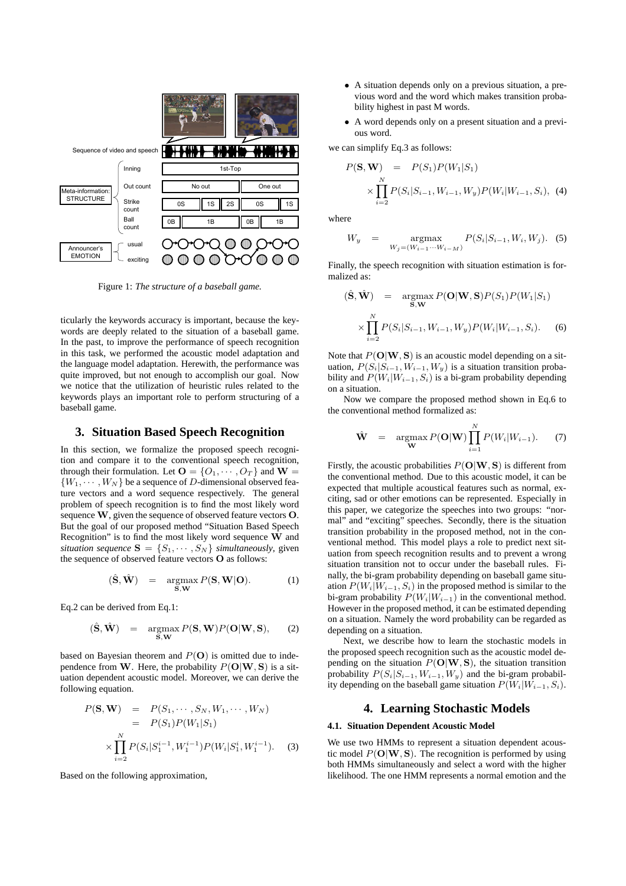Figure 1: *The structure of a baseball game.*

ticularly the keywords accuracy is important, because the keywords are deeply related to the situation of a baseball game. In the past, to improve the performance of speech recognition in this task, we performed the acoustic model adaptation and the language model adaptation. Herewith, the performance was quite improved, but not enough to accomplish our goal. Now we notice that the utilization of heuristic rules related to the keywords plays an important role to perform structuring of a baseball game.

## 3. Situation Based Speech Recognition

In this section, we formalize the proposed speech recognition and compare it to the conventional speech recognition, through their formulation. Let $\mathbf{O} = \{O_1, \cdots, O_T\}$ and $\mathbf{W} = \{W_1, \cdots, W_N\}$ be a sequence of $D$-dimensional observed feature vectors and a word sequence respectively. The general problem of speech recognition is to find the most likely word sequence $\mathbf{W}$, given the sequence of observed feature vectors $\mathbf{O}$. But the goal of our proposed method "Situation Based Speech Recognition" is to find the most likely word sequence $\mathbf{W}$ and *situation sequence* $\mathbf{S} = \{S_1, \cdots, S_N\}$ *simultaneously*, given the sequence of observed feature vectors $\mathbf{O}$ as follows:

$$(\hat{\mathbf{S}}, \hat{\mathbf{W}}) = \underset{\mathbf{S},\mathbf{W}}{\operatorname{argmax}} P(\mathbf{S}, \mathbf{W}|\mathbf{O}). \tag{1}$$

Eq.2 can be derived from Eq.1:

$$(\hat{\mathbf{S}}, \hat{\mathbf{W}}) = \underset{\mathbf{S},\mathbf{W}}{\operatorname{argmax}} P(\mathbf{S}, \mathbf{W})P(\mathbf{O}|\mathbf{W}, \mathbf{S}), \tag{2}$$

based on Bayesian theorem and $P(\mathbf{O})$ is omitted due to independence from $\mathbf{W}$. Here, the probability $P(\mathbf{O}|\mathbf{W}, \mathbf{S})$ is a situation dependent acoustic model. Moreover, we can derive the following equation.

$$\begin{aligned} P(\mathbf{S}, \mathbf{W}) &= P(S_1, \cdots, S_N, W_1, \cdots, W_N) \\ &= P(S_1)P(W_1|S_1) \\ &\times \prod_{i=2}^{N} P(S_i|S_1^{i-1}, W_1^{i-1})P(W_i|S_1^{i}, W_1^{i-1}). \end{aligned} \tag{3}$$

Based on the following approximation,

- A situation depends only on a previous situation, a previous word and the word which makes transition probability highest in past M words.
- A word depends only on a present situation and a previous word.

we can simplify Eq.3 as follows:

$$\begin{aligned} P(\mathbf{S}, \mathbf{W}) &= P(S_1)P(W_1|S_1) \\ &\times \prod_{i=2}^{N} P(S_i|S_{i-1}, W_{i-1}, W_y)P(W_i|W_{i-1}, S_i), \end{aligned} \tag{4}$$

where

$$W_y = \underset{W_j = (W_{i-1} \cdots W_{i-M})}{\operatorname{argmax}} P(S_i|S_{i-1}, W_i, W_j). \tag{5}$$

Finally, the speech recognition with situation estimation is formalized as:

$$\begin{aligned} (\hat{\mathbf{S}}, \hat{\mathbf{W}}) &= \underset{\mathbf{S},\mathbf{W}}{\operatorname{argmax}} P(\mathbf{O}|\mathbf{W}, \mathbf{S})P(S_1)P(W_1|S_1) \\ &\times \prod_{i=2}^{N} P(S_i|S_{i-1}, W_{i-1}, W_y)P(W_i|W_{i-1}, S_i). \end{aligned} \tag{6}$$

Note that $P(\mathbf{O}|\mathbf{W}, \mathbf{S})$ is an acoustic model depending on a situation, $P(S_i|S_{i-1}, W_{i-1}, W_y)$ is a situation transition probability and $P(W_i|W_{i-1}, S_i)$ is a bi-gram probability depending on a situation.

Now we compare the proposed method shown in Eq.6 to the conventional method formalized as:

$$\hat{\mathbf{W}} = \underset{\mathbf{W}}{\operatorname{argmax}} P(\mathbf{O}|\mathbf{W}) \prod_{i=1}^{N} P(W_i|W_{i-1}). \tag{7}$$

Firstly, the acoustic probabilities $P(\mathbf{O}|\mathbf{W}, \mathbf{S})$ is different from the conventional method. Due to this acoustic model, it can be expected that multiple acoustical features such as normal, exciting, sad or other emotions can be represented. Especially in this paper, we categorize the speeches into two groups: "normal" and "exciting" speeches. Secondly, there is the situation transition probability in the proposed method, not in the conventional method. This model plays a role to predict next situation from speech recognition results and to prevent a wrong situation transition not to occur under the baseball rules. Finally, the bi-gram probability depending on baseball game situation $P(W_i|W_{i-1}, S_i)$ in the proposed method is similar to the bi-gram probability $P(W_i|W_{i-1})$ in the conventional method. However in the proposed method, it can be estimated depending on a situation. Namely the word probability can be regarded as depending on a situation.

Next, we describe how to learn the stochastic models in the proposed speech recognition such as the acoustic model depending on the situation $P(\mathbf{O}|\mathbf{W}, \mathbf{S})$, the situation transition probability $P(S_i|S_{i-1}, W_{i-1}, W_y)$ and the bi-gram probability depending on the baseball game situation $P(W_i|W_{i-1}, S_i)$.

## 4. Learning Stochastic Models

### 4.1. Situation Dependent Acoustic Model

We use two HMMs to represent a situation dependent acoustic model $P(\mathbf{O}|\mathbf{W}, \mathbf{S})$. The recognition is performed by using both HMMs simultaneously and select a word with the higher likelihood. The one HMM represents a normal emotion and the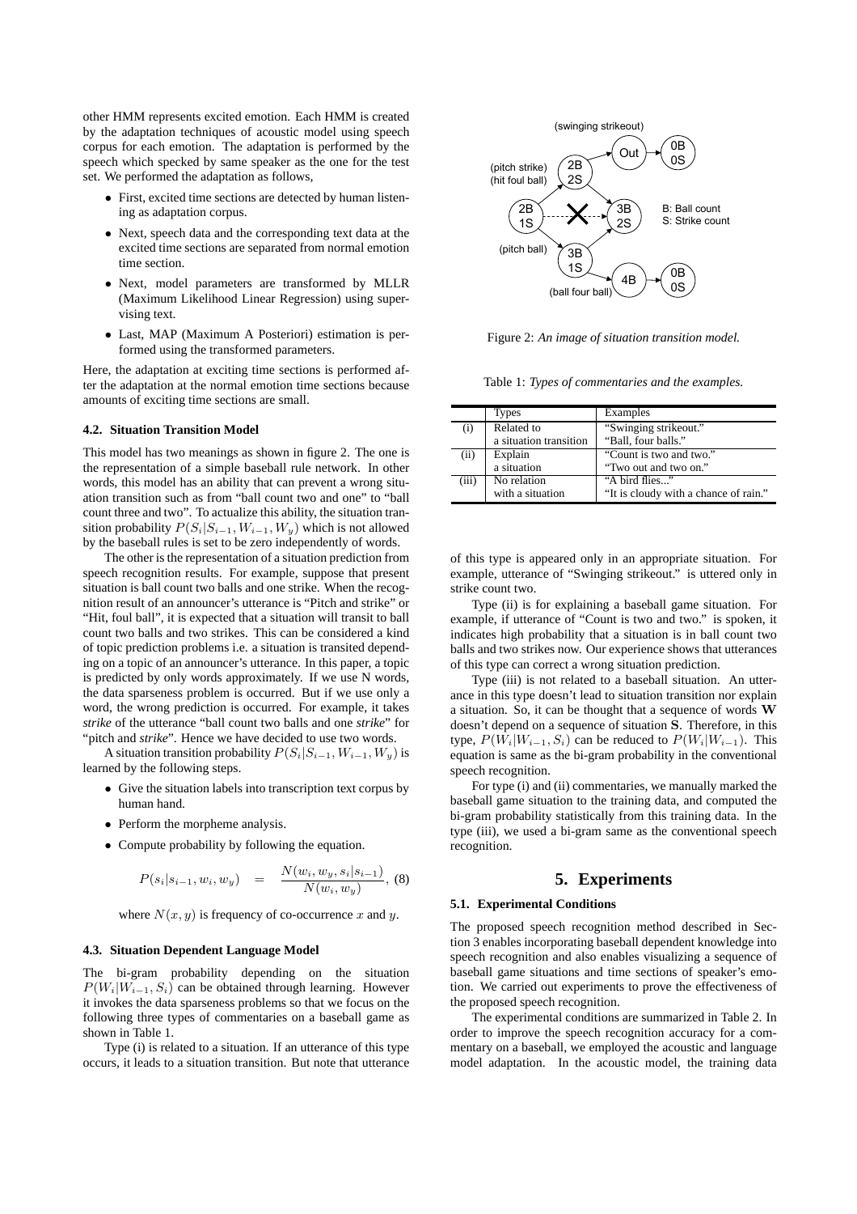other HMM represents excited emotion. Each HMM is created by the adaptation techniques of acoustic model using speech corpus for each emotion. The adaptation is performed by the speech which specked by same speaker as the one for the test set. We performed the adaptation as follows,

- First, excited time sections are detected by human listening as adaptation corpus.
- Next, speech data and the corresponding text data at the excited time sections are separated from normal emotion time section.
- Next, model parameters are transformed by MLLR (Maximum Likelihood Linear Regression) using supervising text.
- Last, MAP (Maximum A Posteriori) estimation is performed using the transformed parameters.

Here, the adaptation at exciting time sections is performed after the adaptation at the normal emotion time sections because amounts of exciting time sections are small.

### 4.2. Situation Transition Model

This model has two meanings as shown in figure 2. The one is the representation of a simple baseball rule network. In other words, this model has an ability that can prevent a wrong situation transition such as from "ball count two and one" to "ball count three and two". To actualize this ability, the situation transition probability $P(S_i|S_{i-1}, W_{i-1}, W_y)$ which is not allowed by the baseball rules is set to be zero independently of words.

The other is the representation of a situation prediction from speech recognition results. For example, suppose that present situation is ball count two balls and one strike. When the recognition result of an announcer's utterance is "Pitch and strike" or "Hit, foul ball", it is expected that a situation will transit to ball count two balls and two strikes. This can be considered a kind of topic prediction problems i.e. a situation is transited depending on a topic of an announcer's utterance. In this paper, a topic is predicted by only words approximately. If we use N words, the data sparseness problem is occurred. But if we use only a word, the wrong prediction is occurred. For example, it takes *strike* of the utterance "ball count two balls and one *strike*" for "pitch and *strike*". Hence we have decided to use two words.

A situation transition probability $P(S_i|S_{i-1}, W_{i-1}, W_y)$ is learned by the following steps.

- Give the situation labels into transcription text corpus by human hand.
- Perform the morpheme analysis.
- Compute probability by following the equation.

$$P(s_i|s_{i-1}, w_i, w_y) \quad = \quad \frac{N(w_i, w_y, s_i|s_{i-1})}{N(w_i, w_y)}, \quad (8)$$

where $N(x, y)$ is frequency of co-occurrence $x$ and $y$.

### 4.3. Situation Dependent Language Model

The bi-gram probability depending on the situation $P(W_i|W_{i-1}, S_i)$ can be obtained through learning. However it invokes the data sparseness problems so that we focus on the following three types of commentaries on a baseball game as shown in Table 1.

Type (i) is related to a situation. If an utterance of this type occurs, it leads to a situation transition. But note that utterance of this type is appeared only in an appropriate situation. For example, utterance of "Swinging strikeout." is uttered only in strike count two.

Figure 2: *An image of situation transition model.*

Table 1: *Types of commentaries and the examples.*

| | Types | Examples |
|---|---|---|
| (i) | Related to a situation transition | "Swinging strikeout." "Ball, four balls." |
| (ii) | Explain a situation | "Count is two and two." "Two out and two on." |
| (iii) | No relation with a situation | "A bird flies..." "It is cloudy with a chance of rain." |

Type (ii) is for explaining a baseball game situation. For example, if utterance of "Count is two and two." is spoken, it indicates high probability that a situation is in ball count two balls and two strikes now. Our experience shows that utterances of this type can correct a wrong situation prediction.

Type (iii) is not related to a baseball situation. An utterance in this type doesn't lead to situation transition nor explain a situation. So, it can be thought that a sequence of words $\mathbf{W}$ doesn't depend on a sequence of situation $\mathbf{S}$. Therefore, in this type, $P(W_i|W_{i-1}, S_i)$ can be reduced to $P(W_i|W_{i-1})$. This equation is same as the bi-gram probability in the conventional speech recognition.

For type (i) and (ii) commentaries, we manually marked the baseball game situation to the training data, and computed the bi-gram probability statistically from this training data. In the type (iii), we used a bi-gram same as the conventional speech recognition.

## 5. Experiments

### 5.1. Experimental Conditions

The proposed speech recognition method described in Section 3 enables incorporating baseball dependent knowledge into speech recognition and also enables visualizing a sequence of baseball game situations and time sections of speaker's emotion. We carried out experiments to prove the effectiveness of the proposed speech recognition.

The experimental conditions are summarized in Table 2. In order to improve the speech recognition accuracy for a commentary on a baseball, we employed the acoustic and language model adaptation. In the acoustic model, the training data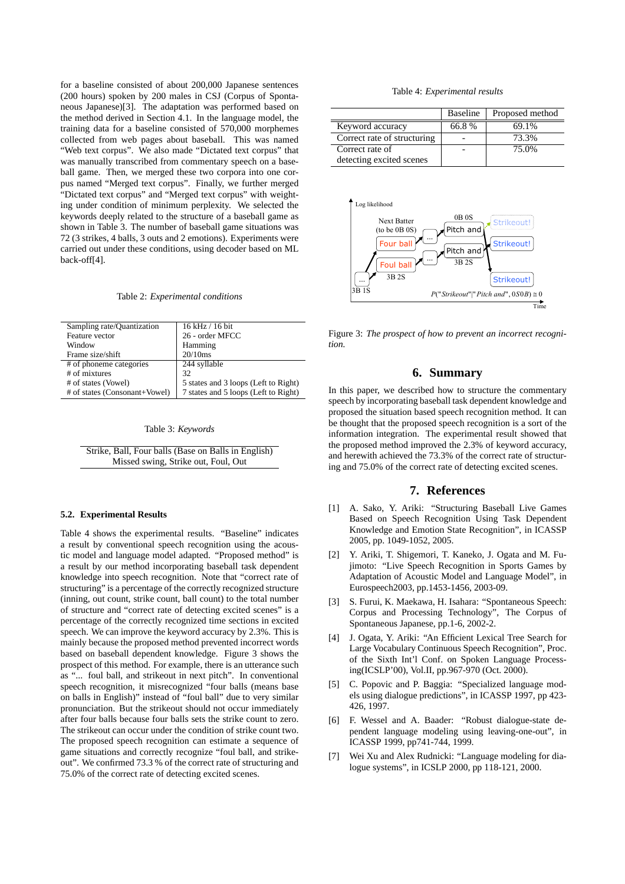for a baseline consisted of about 200,000 Japanese sentences (200 hours) spoken by 200 males in CSJ (Corpus of Spontaneous Japanese)[3]. The adaptation was performed based on the method derived in Section 4.1. In the language model, the training data for a baseline consisted of 570,000 morphemes collected from web pages about baseball. This was named "Web text corpus". We also made "Dictated text corpus" that was manually transcribed from commentary speech on a baseball game. Then, we merged these two corpora into one corpus named "Merged text corpus". Finally, we further merged "Dictated text corpus" and "Merged text corpus" with weighting under condition of minimum perplexity. We selected the keywords deeply related to the structure of a baseball game as shown in Table 3. The number of baseball game situations was 72 (3 strikes, 4 balls, 3 outs and 2 emotions). Experiments were carried out under these conditions, using decoder based on ML back-off[4].

Table 2: *Experimental conditions*

| | |
|---|---|
| Sampling rate/Quantization | 16 kHz / 16 bit |
| Feature vector | 26 - order MFCC |
| Window | Hamming |
| Frame size/shift | 20/10ms |
| # of phoneme categories | 244 syllable |
| # of mixtures | 32 |
| # of states (Vowel) | 5 states and 3 loops (Left to Right) |
| # of states (Consonant+Vowel) | 7 states and 5 loops (Left to Right) |

Table 3: *Keywords*

| |
|---|
| Strike, Ball, Four balls (Base on Balls in English) |
| Missed swing, Strike out, Foul, Out |

### 5.2. Experimental Results

Table 4 shows the experimental results. "Baseline" indicates a result by conventional speech recognition using the acoustic model and language model adapted. "Proposed method" is a result by our method incorporating baseball task dependent knowledge into speech recognition. Note that "correct rate of structuring" is a percentage of the correctly recognized structure (inning, out count, strike count, ball count) to the total number of structure and "correct rate of detecting excited scenes" is a percentage of the correctly recognized time sections in excited speech. We can improve the keyword accuracy by 2.3%. This is mainly because the proposed method prevented incorrect words based on baseball dependent knowledge. Figure 3 shows the prospect of this method. For example, there is an utterance such as "... foul ball, and strikeout in next pitch". In conventional speech recognition, it misrecognized "four balls (means base on balls in English)" instead of "foul ball" due to very similar pronunciation. But the strikeout should not occur immediately after four balls because four balls sets the strike count to zero. The strikeout can occur under the condition of strike count two. The proposed speech recognition can estimate a sequence of game situations and correctly recognize "foul ball, and strikeout". We confirmed 73.3 % of the correct rate of structuring and 75.0% of the correct rate of detecting excited scenes.

Table 4: *Experimental results*

| | Baseline | Proposed method |
|---|---|---|
| Keyword accuracy | 66.8 % | 69.1% |
| Correct rate of structuring | - | 73.3% |
| Correct rate of detecting excited scenes | - | 75.0% |

Log likelihood
Next Batter (to be 0B 0S)
0B 0S
Pitch and
Strikeout!
Four ball
...
Pitch and
Strikeout!
3B 2S
Foul ball
...
3B 2S
...
3B 1S
Strikeout!
$P(\text{"Strikeout"}|\text{"Pitch and"}, 0S0B) \approx 0$
Time

Figure 3: *The prospect of how to prevent an incorrect recognition.*

## 6. Summary

In this paper, we described how to structure the commentary speech by incorporating baseball task dependent knowledge and proposed the situation based speech recognition method. It can be thought that the proposed speech recognition is a sort of the information integration. The experimental result showed that the proposed method improved the 2.3% of keyword accuracy, and herewith achieved the 73.3% of the correct rate of structuring and 75.0% of the correct rate of detecting excited scenes.

## 7. References

[1] A. Sako, Y. Ariki: "Structuring Baseball Live Games Based on Speech Recognition Using Task Dependent Knowledge and Emotion State Recognition", in ICASSP 2005, pp. 1049-1052, 2005.

[2] Y. Ariki, T. Shigemori, T. Kaneko, J. Ogata and M. Fujimoto: "Live Speech Recognition in Sports Games by Adaptation of Acoustic Model and Language Model", in Eurospeech2003, pp.1453-1456, 2003-09.

[3] S. Furui, K. Maekawa, H. Isahara: "Spontaneous Speech: Corpus and Processing Technology", The Corpus of Spontaneous Japanese, pp.1-6, 2002-2.

[4] J. Ogata, Y. Ariki: "An Efficient Lexical Tree Search for Large Vocabulary Continuous Speech Recognition", Proc. of the Sixth Int'l Conf. on Spoken Language Processing(ICSLP'00), Vol.II, pp.967-970 (Oct. 2000).

[5] C. Popovic and P. Baggia: "Specialized language models using dialogue predictions", in ICASSP 1997, pp 423-426, 1997.

[6] F. Wessel and A. Baader: "Robust dialogue-state dependent language modeling using leaving-one-out", in ICASSP 1999, pp741-744, 1999.

[7] Wei Xu and Alex Rudnicki: "Language modeling for dialogue systems", in ICSLP 2000, pp 118-121, 2000.